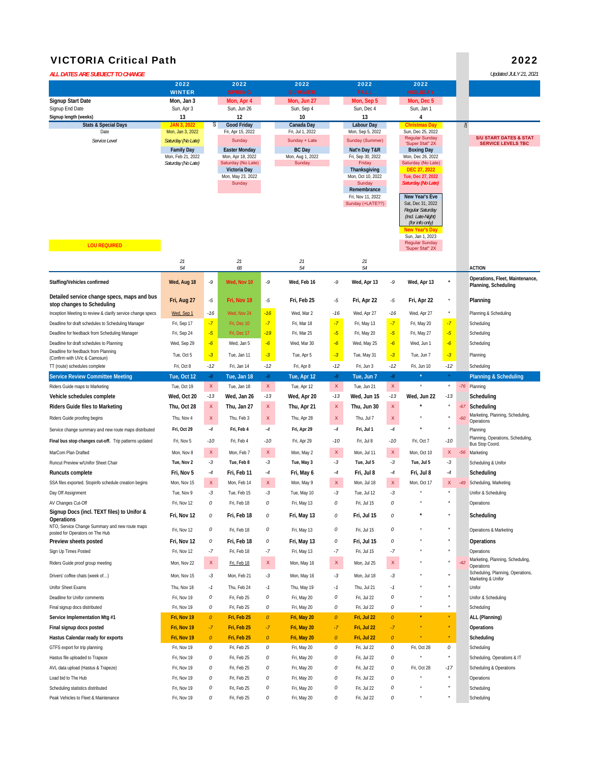# VICTORIA Critical Path

# 2022

*ALL DATES ARE SUBJECT TO CHANGE*

*Updated JULY 21, 2021*

| | 2022 WINTER | | 2022 SPRING | | 2022 SUMMER | | 2022 FALL | | 2022 HOLIDAY | |
|---|---|---|---|---|---|---|---|---|---|---|
| **Signup Start Date** | **Mon, Jan 3** | | **Mon, Apr 4** | | **Mon, Jun 27** | | **Mon, Sep 5** | | **Mon, Dec 5** | |
| Signup End Date | Sun, Apr 3 | | Sun, Jun 26 | | Sun, Sep 4 | | Sun, Dec 4 | | Sun, Jan 1 | |
| **Signup length (weeks)** | **13** | | **12** | | **10** | | **13** | | **4** | |

**S/U START DATES & STAT SERVICE LEVELS TBC**

| Stats & Special Days | WINTER | SPRING | SUMMER | FALL | HOLIDAY |
|---|---|---|---|---|---|
| Stat | **JAN 3, 2022** | **Good Friday** | **Canada Day** | **Labour Day** | **Christmas Day** |
| Date | Mon, Jan 3, 2022 | Fri, Apr 15, 2022 | Fri, Jul 1, 2022 | Mon, Sep 5, 2022 | Sun, Dec 25, 2022 |
| *Service Level* | *Saturday (No Late)* | Sunday | Sunday + Late | Sunday (Summer) | Regular Sunday "Super Stat" 2X |
| Stat | **Family Day** | **Easter Monday** | **BC Day** | **Nat'n Day T&R** | **Boxing Day** |
| Date | Mon, Feb 21, 2022 | Mon, Apr 18, 2022 | Mon, Aug 1, 2022 | Fri, Sep 30, 2022 | Mon, Dec 26, 2022 |
| Service Level | *Saturday (No Late)* | Saturday (No Late) | Sunday | Friday | Saturday (No Late) |
| Stat | | **Victoria Day** | | **Thanksgiving** | **DEC 27, 2022** |
| Date | | Mon, May 23, 2022 | | Mon, Oct 10, 2022 | Tue, Dec 27, 2022 |
| Service Level | | Sunday | | Sunday | *Saturday (No Late)* |
| Stat | | | | **Remembrance** | **New Year's Eve** |
| Date | | | | Fri, Nov 11, 2022 | Sat, Dec 31, 2022 |
| Service Level | | | | Sunday (+LATE??) | *Regular Saturday (Incl. Late-Night) (for info only)* |
| Stat | | | | | **New Year's Day** |
| Date | | | | | Sun, Jan 1, 2023 |
| Service Level | | | | | Regular Sunday "Super Stat" 2X |

**LOU REQUIRED**

| | WINTER | | SPRING | | SUMMER | | FALL | | HOLIDAY | | | ACTION |
|---|---|---|---|---|---|---|---|---|---|---|---|---|
| | *21* *54* | | *21* *68* | | *21* *54* | | *21* *54* | | | | | |
| **Staffing/Vehicles confirmed** | **Wed, Aug 18** | -9 | **Wed, Nov 10** | -9 | **Wed, Feb 16** | -9 | **Wed, Apr 13** | -9 | **Wed, Apr 13** | * | | **Operations, Fleet, Maintenance, Planning, Scheduling** |
| **Detailed service change specs, maps and bus stop changes to Scheduling** | **Fri, Aug 27** | -5 | **Fri, Nov 19** | -5 | **Fri, Feb 25** | -5 | **Fri, Apr 22** | -5 | **Fri, Apr 22** | * | | **Planning** |
| Inception Meeting to review & clarify service change specs | Wed, Sep 1 | -16 | Wed, Nov 24 | -16 | Wed, Mar 2 | -16 | Wed, Apr 27 | -16 | Wed, Apr 27 | * | | Planning & Scheduling |
| Deadline for draft schedules to Scheduling Manager | Fri, Sep 17 | -7 | Fri, Dec 10 | -7 | Fri, Mar 18 | -7 | Fri, May 13 | -7 | Fri, May 20 | -7 | | Scheduling |
| Deadline for feedback from Scheduling Manager | Fri, Sep 24 | -5 | Fri, Dec 17 | -19 | Fri, Mar 25 | -5 | Fri, May 20 | -5 | Fri, May 27 | -5 | | Scheduling |
| Deadline for draft schedules to Planning | Wed, Sep 29 | -6 | Wed, Jan 5 | -6 | Wed, Mar 30 | -6 | Wed, May 25 | -6 | Wed, Jun 1 | -6 | | Scheduling |
| Deadline for feedback from Planning (Confirm with UVic & Camosun) | Tue, Oct 5 | -3 | Tue, Jan 11 | -3 | Tue, Apr 5 | -3 | Tue, May 31 | -3 | Tue, Jun 7 | -3 | | Planning |
| TT (route) schedules complete | Fri, Oct 8 | -12 | Fri, Jan 14 | -12 | Fri, Apr 8 | -12 | Fri, Jun 3 | -12 | Fri, Jun 10 | -12 | | Scheduling |
| **Service Review Committee Meeting** | **Tue, Oct 12** | -8 | **Tue, Jan 18** | -8 | **Tue, Apr 12** | -8 | **Tue, Jun 7** | -8 | * | * | | **Planning & Scheduling** |
| Riders Guide maps to Marketing | Tue, Oct 19 | X | Tue, Jan 18 | X | Tue, Apr 12 | X | Tue, Jun 21 | X | * | * | -76 | Planning |
| **Vehicle schedules complete** | **Wed, Oct 20** | -13 | **Wed, Jan 26** | -13 | **Wed, Apr 20** | -13 | **Wed, Jun 15** | -13 | **Wed, Jun 22** | -13 | | **Scheduling** |
| **Riders Guide files to Marketing** | **Thu, Oct 28** | X | **Thu, Jan 27** | X | **Thu, Apr 21** | X | **Thu, Jun 30** | X | * | * | -67 | **Scheduling** |
| Riders Guide proofing begins | Thu, Nov 4 | X | Thu, Feb 3 | X | Thu, Apr 28 | X | Thu, Jul 7 | X | * | * | -60 | Marketing, Planning, Scheduling, Operations |
| Service change summary and new route maps distributed | **Fri, Oct 29** | -4 | **Fri, Feb 4** | -4 | **Fri, Apr 29** | -4 | **Fri, Jul 1** | -4 | * | * | | Planning |
| **Final bus stop changes cut-off.** Trip patterns updated | Fri, Nov 5 | -10 | Fri, Feb 4 | -10 | Fri, Apr 29 | -10 | Fri, Jul 8 | -10 | Fri, Oct 7 | -10 | | Planning, Operations, Scheduling, Bus Stop Coord. |
| MarCom Plan Drafted | Mon, Nov 8 | X | Mon, Feb 7 | X | Mon, May 2 | X | Mon, Jul 11 | X | Mon, Oct 10 | X | -56 | Marketing |
| Runcut Preview w/Unifor Sheet Chair | **Tue, Nov 2** | -3 | **Tue, Feb 8** | -3 | **Tue, May 3** | -3 | **Tue, Jul 5** | -3 | **Tue, Jul 5** | -3 | | Scheduling & Unifor |
| **Runcuts complete** | **Fri, Nov 5** | -4 | **Fri, Feb 11** | -4 | **Fri, May 6** | -4 | **Fri, Jul 8** | -4 | **Fri, Jul 8** | -4 | | **Scheduling** |
| SSA files exported. Stopinfo schedule creation begins | Mon, Nov 15 | X | Mon, Feb 14 | X | Mon, May 9 | X | Mon, Jul 18 | X | Mon, Oct 17 | X | -49 | Scheduling, Marketing |
| Day Off Assignment | Tue, Nov 9 | -3 | Tue, Feb 15 | -3 | Tue, May 10 | -3 | Tue, Jul 12 | -3 | * | * | | Unifor & Scheduling |
| AV Changes Cut-Off | Fri, Nov 12 | 0 | Fri, Feb 18 | 0 | Fri, May 13 | 0 | Fri, Jul 15 | 0 | * | * | | Operations |
| **Signup Docs (incl. TEXT files) to Unifor & Operations** | **Fri, Nov 12** | 0 | **Fri, Feb 18** | 0 | **Fri, May 13** | 0 | **Fri, Jul 15** | 0 | * | * | | **Scheduling** |
| NTO, Service Change Summary and new route maps posted for Operators on The Hub | Fri, Nov 12 | 0 | Fri, Feb 18 | 0 | Fri, May 13 | 0 | Fri, Jul 15 | 0 | * | * | | Operations & Marketing |
| **Preview sheets posted** | **Fri, Nov 12** | 0 | **Fri, Feb 18** | 0 | **Fri, May 13** | 0 | **Fri, Jul 15** | 0 | * | * | | **Operations** |
| Sign Up Times Posted | Fri, Nov 12 | -7 | Fri, Feb 18 | -7 | Fri, May 13 | -7 | Fri, Jul 15 | -7 | * | * | | Operations |
| Riders Guide proof group meeting | Mon, Nov 22 | X | Fri, Feb 18 | X | Mon, May 16 | X | Mon, Jul 25 | X | * | * | -42 | Marketing, Planning, Scheduling, Operations |
| Drivers' coffee chats (week of…) | Mon, Nov 15 | -3 | Mon, Feb 21 | -3 | Mon, May 16 | -3 | Mon, Jul 18 | -3 | * | * | | Scheduling, Planning, Operations, Marketing & Unifor |
| Unifor Sheet Exams | Thu, Nov 18 | -1 | Thu, Feb 24 | -1 | Thu, May 19 | -1 | Thu, Jul 21 | -1 | * | * | | Unifor |
| Deadline for Unifor comments | Fri, Nov 19 | 0 | Fri, Feb 25 | 0 | Fri, May 20 | 0 | Fri, Jul 22 | 0 | * | * | | Unifor & Scheduling |
| Final signup docs distributed | Fri, Nov 19 | 0 | Fri, Feb 25 | 0 | Fri, May 20 | 0 | Fri, Jul 22 | 0 | * | * | | Scheduling |
| **Service Implementation Mtg #1** | **Fri, Nov 19** | 0 | **Fri, Feb 25** | 0 | **Fri, May 20** | 0 | **Fri, Jul 22** | 0 | * | * | | **ALL (Planning)** |
| **Final signup docs posted** | **Fri, Nov 19** | -7 | **Fri, Feb 25** | -7 | **Fri, May 20** | -7 | **Fri, Jul 22** | -7 | * | * | | **Operations** |
| **Hastus Calendar ready for exports** | **Fri, Nov 19** | 0 | **Fri, Feb 25** | 0 | **Fri, May 20** | 0 | **Fri, Jul 22** | 0 | * | * | | **Scheduling** |
| GTFS export for trip planning | Fri, Nov 19 | 0 | Fri, Feb 25 | 0 | Fri, May 20 | 0 | Fri, Jul 22 | 0 | Fri, Oct 28 | 0 | | Scheduling |
| Hastus file uploaded to Trapeze | Fri, Nov 19 | 0 | Fri, Feb 25 | 0 | Fri, May 20 | 0 | Fri, Jul 22 | 0 | * | * | | Scheduling, Operations & IT |
| AVL data upload (Hastus & Trapeze) | Fri, Nov 19 | 0 | Fri, Feb 25 | 0 | Fri, May 20 | 0 | Fri, Jul 22 | 0 | Fri, Oct 28 | -17 | | Scheduling & Operations |
| Load bid to The Hub | Fri, Nov 19 | 0 | Fri, Feb 25 | 0 | Fri, May 20 | 0 | Fri, Jul 22 | 0 | * | * | | Operations |
| Scheduling statistics distributed | Fri, Nov 19 | 0 | Fri, Feb 25 | 0 | Fri, May 20 | 0 | Fri, Jul 22 | 0 | * | * | | Scheduling |
| Peak Vehicles to Fleet & Maintenance | Fri, Nov 19 | 0 | Fri, Feb 25 | 0 | Fri, May 20 | 0 | Fri, Jul 22 | 0 | * | * | | Scheduling |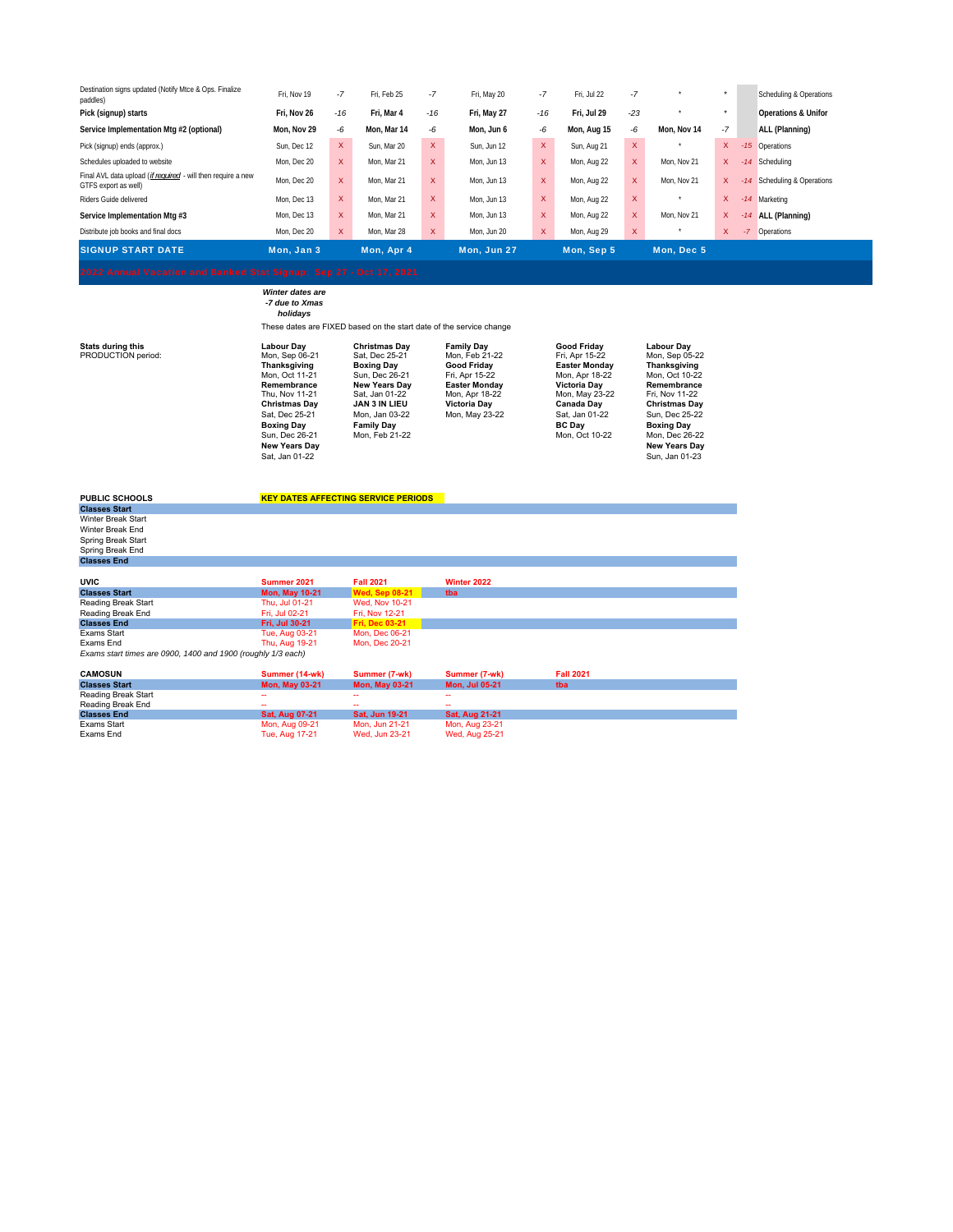| | | | | | | | | | | | | |
|---|---|---|---|---|---|---|---|---|---|---|---|---|
| Destination signs updated (Notify Mtce & Ops. Finalize paddles) | Fri, Nov 19 | -7 | Fri, Feb 25 | -7 | Fri, May 20 | -7 | Fri, Jul 22 | -7 | * | * | | Scheduling & Operations |
| **Pick (signup) starts** | **Fri, Nov 26** | -16 | **Fri, Mar 4** | -16 | **Fri, May 27** | -16 | **Fri, Jul 29** | -23 | * | * | | **Operations & Unifor** |
| **Service Implementation Mtg #2 (optional)** | **Mon, Nov 29** | -6 | **Mon, Mar 14** | -6 | **Mon, Jun 6** | -6 | **Mon, Aug 15** | -6 | **Mon, Nov 14** | -7 | | **ALL (Planning)** |
| Pick (signup) ends (approx.) | Sun, Dec 12 | X | Sun, Mar 20 | X | Sun, Jun 12 | X | Sun, Aug 21 | X | * | X | -15 | Operations |
| Schedules uploaded to website | Mon, Dec 20 | X | Mon, Mar 21 | X | Mon, Jun 13 | X | Mon, Aug 22 | X | Mon, Nov 21 | X | -14 | Scheduling |
| Final AVL data upload (*if required* - will then require a new GTFS export as well) | Mon, Dec 20 | X | Mon, Mar 21 | X | Mon, Jun 13 | X | Mon, Aug 22 | X | Mon, Nov 21 | X | -14 | Scheduling & Operations |
| Riders Guide delivered | Mon, Dec 13 | X | Mon, Mar 21 | X | Mon, Jun 13 | X | Mon, Aug 22 | X | * | X | -14 | Marketing |
| **Service Implementation Mtg #3** | Mon, Dec 13 | X | Mon, Mar 21 | X | Mon, Jun 13 | X | Mon, Aug 22 | X | Mon, Nov 21 | X | -14 | **ALL (Planning)** |
| Distribute job books and final docs | Mon, Dec 20 | X | Mon, Mar 28 | X | Mon, Jun 20 | X | Mon, Aug 29 | X | * | X | -7 | Operations |
| **SIGNUP START DATE** | **Mon, Jan 3** | | **Mon, Apr 4** | | **Mon, Jun 27** | | **Mon, Sep 5** | | **Mon, Dec 5** | | | |

**2022 Annual Vacation and Banked Stat Signup: Sep 27 - Oct 17, 2021**

*Winter dates are -7 due to Xmas holidays*

These dates are FIXED based on the start date of the service change

| Stats during this PRODUCTION period: | | | | | |
|---|---|---|---|---|---|
| | **Labour Day** Mon, Sep 06-21 | **Christmas Day** Sat, Dec 25-21 | **Family Day** Mon, Feb 21-22 | **Good Friday** Fri, Apr 15-22 | **Labour Day** Mon, Sep 05-22 |
| | **Thanksgiving** Mon, Oct 11-21 | **Boxing Day** Sun, Dec 26-21 | **Good Friday** Fri, Apr 15-22 | **Easter Monday** Mon, Apr 18-22 | **Thanksgiving** Mon, Oct 10-22 |
| | **Remembrance** Thu, Nov 11-21 | **New Years Day** Sat, Jan 01-22 | **Easter Monday** Mon, Apr 18-22 | **Victoria Day** Mon, May 23-22 | **Remembrance** Fri, Nov 11-22 |
| | **Christmas Day** Sat, Dec 25-21 | **JAN 3 IN LIEU** Mon, Jan 03-22 | **Victoria Day** Mon, May 23-22 | **Canada Day** Sat, Jan 01-22 | **Christmas Day** Sun, Dec 25-22 |
| | **Boxing Day** Sun, Dec 26-21 | **Family Day** Mon, Feb 21-22 | | **BC Day** Mon, Oct 10-22 | **Boxing Day** Mon, Dec 26-22 |
| | **New Years Day** Sat, Jan 01-22 | | | | **New Years Day** Sun, Jan 01-23 |

**KEY DATES AFFECTING SERVICE PERIODS**

| PUBLIC SCHOOLS | | | |
|---|---|---|---|
| **Classes Start** | | | |
| Winter Break Start | | | |
| Winter Break End | | | |
| Spring Break Start | | | |
| Spring Break End | | | |
| **Classes End** | | | |

| UVIC | Summer 2021 | Fall 2021 | Winter 2022 |
|---|---|---|---|
| **Classes Start** | **Mon, May 10-21** | **Wed, Sep 08-21** | tba |
| Reading Break Start | Thu, Jul 01-21 | Wed, Nov 10-21 | |
| Reading Break End | Fri, Jul 02-21 | Fri, Nov 12-21 | |
| **Classes End** | **Fri, Jul 30-21** | **Fri, Dec 03-21** | |
| Exams Start | Tue, Aug 03-21 | Mon, Dec 06-21 | |
| Exams End | Thu, Aug 19-21 | Mon, Dec 20-21 | |

*Exams start times are 0900, 1400 and 1900 (roughly 1/3 each)*

| CAMOSUN | Summer (14-wk) | Summer (7-wk) | Summer (7-wk) | Fall 2021 |
|---|---|---|---|---|
| **Classes Start** | **Mon, May 03-21** | **Mon, May 03-21** | **Mon, Jul 05-21** | tba |
| Reading Break Start | -- | -- | -- | |
| Reading Break End | -- | -- | -- | |
| **Classes End** | **Sat, Aug 07-21** | **Sat, Jun 19-21** | **Sat, Aug 21-21** | |
| Exams Start | Mon, Aug 09-21 | Mon, Jun 21-21 | Mon, Aug 23-21 | |
| Exams End | Tue, Aug 17-21 | Wed, Jun 23-21 | Wed, Aug 25-21 | |